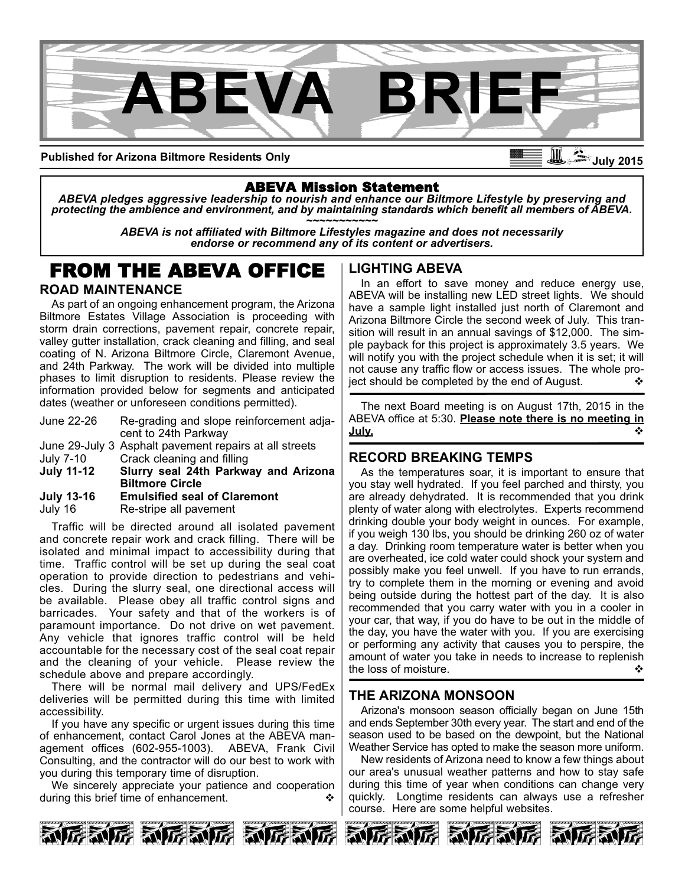# ABEVA BRIEF

**Published for Arizona Biltmore Residents Only** **July 2015**

**ABEVA Mission Statement**

*ABEVA pledges aggressive leadership to nourish and enhance our Biltmore Lifestyle by preserving and protecting the ambience and environment, and by maintaining standards which benefit all members of ABEVA.*

~~~~~~~~~~~

*ABEVA is not affiliated with Biltmore Lifestyles magazine and does not necessarily endorse or recommend any of its content or advertisers.*

# FROM THE ABEVA OFFICE

## ROAD MAINTENANCE

As part of an ongoing enhancement program, the Arizona Biltmore Estates Village Association is proceeding with storm drain corrections, pavement repair, concrete repair, valley gutter installation, crack cleaning and filling, and seal coating of N. Arizona Biltmore Circle, Claremont Avenue, and 24th Parkway. The work will be divided into multiple phases to limit disruption to residents. Please review the information provided below for segments and anticipated dates (weather or unforeseen conditions permitted).

| | |
|---|---|
| June 22-26 | Re-grading and slope reinforcement adjacent to 24th Parkway |
| June 29-July 3 | Asphalt pavement repairs at all streets |
| July 7-10 | Crack cleaning and filling |
| **July 11-12** | **Slurry seal 24th Parkway and Arizona Biltmore Circle** |
| **July 13-16** | **Emulsified seal of Claremont** |
| July 16 | Re-stripe all pavement |

Traffic will be directed around all isolated pavement and concrete repair work and crack filling. There will be isolated and minimal impact to accessibility during that time. Traffic control will be set up during the seal coat operation to provide direction to pedestrians and vehicles. During the slurry seal, one directional access will be available. Please obey all traffic control signs and barricades. Your safety and that of the workers is of paramount importance. Do not drive on wet pavement. Any vehicle that ignores traffic control will be held accountable for the necessary cost of the seal coat repair and the cleaning of your vehicle. Please review the schedule above and prepare accordingly.

There will be normal mail delivery and UPS/FedEx deliveries will be permitted during this time with limited accessibility.

If you have any specific or urgent issues during this time of enhancement, contact Carol Jones at the ABEVA management offices (602-955-1003). ABEVA, Frank Civil Consulting, and the contractor will do our best to work with you during this temporary time of disruption.

We sincerely appreciate your patience and cooperation during this brief time of enhancement. ❖

## LIGHTING ABEVA

In an effort to save money and reduce energy use, ABEVA will be installing new LED street lights. We should have a sample light installed just north of Claremont and Arizona Biltmore Circle the second week of July. This transition will result in an annual savings of $12,000. The simple payback for this project is approximately 3.5 years. We will notify you with the project schedule when it is set; it will not cause any traffic flow or access issues. The whole project should be completed by the end of August. ❖

The next Board meeting is on August 17th, 2015 in the ABEVA office at 5:30. **Please note there is no meeting in July.** ❖

## RECORD BREAKING TEMPS

As the temperatures soar, it is important to ensure that you stay well hydrated. If you feel parched and thirsty, you are already dehydrated. It is recommended that you drink plenty of water along with electrolytes. Experts recommend drinking double your body weight in ounces. For example, if you weigh 130 lbs, you should be drinking 260 oz of water a day. Drinking room temperature water is better when you are overheated, ice cold water could shock your system and possibly make you feel unwell. If you have to run errands, try to complete them in the morning or evening and avoid being outside during the hottest part of the day. It is also recommended that you carry water with you in a cooler in your car, that way, if you do have to be out in the middle of the day, you have the water with you. If you are exercising or performing any activity that causes you to perspire, the amount of water you take in needs to increase to replenish the loss of moisture. ❖

## THE ARIZONA MONSOON

Arizona's monsoon season officially began on June 15th and ends September 30th every year. The start and end of the season used to be based on the dewpoint, but the National Weather Service has opted to make the season more uniform.

New residents of Arizona need to know a few things about our area's unusual weather patterns and how to stay safe during this time of year when conditions can change very quickly. Longtime residents can always use a refresher course. Here are some helpful websites.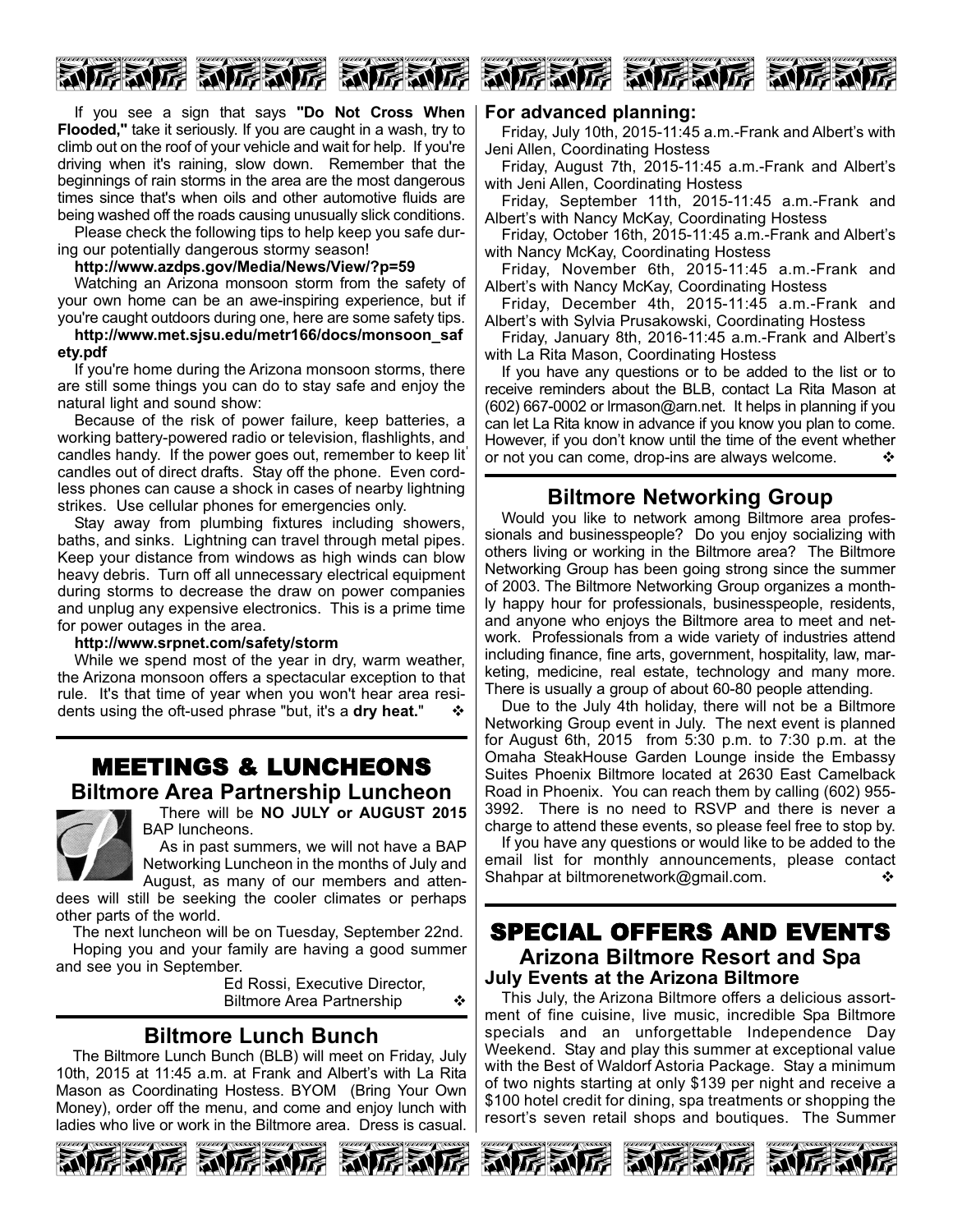If you see a sign that says **"Do Not Cross When Flooded,"** take it seriously. If you are caught in a wash, try to climb out on the roof of your vehicle and wait for help. If you're driving when it's raining, slow down. Remember that the beginnings of rain storms in the area are the most dangerous times since that's when oils and other automotive fluids are being washed off the roads causing unusually slick conditions.

Please check the following tips to help keep you safe during our potentially dangerous stormy season!

**http://www.azdps.gov/Media/News/View/?p=59**

Watching an Arizona monsoon storm from the safety of your own home can be an awe-inspiring experience, but if you're caught outdoors during one, here are some safety tips.

**http://www.met.sjsu.edu/metr166/docs/monsoon_safety.pdf**

If you're home during the Arizona monsoon storms, there are still some things you can do to stay safe and enjoy the natural light and sound show:

Because of the risk of power failure, keep batteries, a working battery-powered radio or television, flashlights, and candles handy. If the power goes out, remember to keep lit candles out of direct drafts. Stay off the phone. Even cordless phones can cause a shock in cases of nearby lightning strikes. Use cellular phones for emergencies only.

Stay away from plumbing fixtures including showers, baths, and sinks. Lightning can travel through metal pipes. Keep your distance from windows as high winds can blow heavy debris. Turn off all unnecessary electrical equipment during storms to decrease the draw on power companies and unplug any expensive electronics. This is a prime time for power outages in the area.

**http://www.srpnet.com/safety/storm**

While we spend most of the year in dry, warm weather, the Arizona monsoon offers a spectacular exception to that rule. It's that time of year when you won't hear area residents using the oft-used phrase "but, it's a **dry heat.**" ❖

# MEETINGS & LUNCHEONS

## Biltmore Area Partnership Luncheon

There will be **NO JULY or AUGUST 2015** BAP luncheons.

As in past summers, we will not have a BAP Networking Luncheon in the months of July and August, as many of our members and attendees will still be seeking the cooler climates or perhaps other parts of the world.

The next luncheon will be on Tuesday, September 22nd.

Hoping you and your family are having a good summer and see you in September.

Ed Rossi, Executive Director,
Biltmore Area Partnership ❖

## Biltmore Lunch Bunch

The Biltmore Lunch Bunch (BLB) will meet on Friday, July 10th, 2015 at 11:45 a.m. at Frank and Albert's with La Rita Mason as Coordinating Hostess. BYOM (Bring Your Own Money), order off the menu, and come and enjoy lunch with ladies who live or work in the Biltmore area. Dress is casual.

**For advanced planning:**

Friday, July 10th, 2015-11:45 a.m.-Frank and Albert's with Jeni Allen, Coordinating Hostess

Friday, August 7th, 2015-11:45 a.m.-Frank and Albert's with Jeni Allen, Coordinating Hostess

Friday, September 11th, 2015-11:45 a.m.-Frank and Albert's with Nancy McKay, Coordinating Hostess

Friday, October 16th, 2015-11:45 a.m.-Frank and Albert's with Nancy McKay, Coordinating Hostess

Friday, November 6th, 2015-11:45 a.m.-Frank and Albert's with Nancy McKay, Coordinating Hostess

Friday, December 4th, 2015-11:45 a.m.-Frank and Albert's with Sylvia Prusakowski, Coordinating Hostess

Friday, January 8th, 2016-11:45 a.m.-Frank and Albert's with La Rita Mason, Coordinating Hostess

If you have any questions or to be added to the list or to receive reminders about the BLB, contact La Rita Mason at (602) 667-0002 or lrmason@arn.net. It helps in planning if you can let La Rita know in advance if you know you plan to come. However, if you don't know until the time of the event whether or not you can come, drop-ins are always welcome. ❖

## Biltmore Networking Group

Would you like to network among Biltmore area professionals and businesspeople? Do you enjoy socializing with others living or working in the Biltmore area? The Biltmore Networking Group has been going strong since the summer of 2003. The Biltmore Networking Group organizes a monthly happy hour for professionals, businesspeople, residents, and anyone who enjoys the Biltmore area to meet and network. Professionals from a wide variety of industries attend including finance, fine arts, government, hospitality, law, marketing, medicine, real estate, technology and many more. There is usually a group of about 60-80 people attending.

Due to the July 4th holiday, there will not be a Biltmore Networking Group event in July. The next event is planned for August 6th, 2015 from 5:30 p.m. to 7:30 p.m. at the Omaha SteakHouse Garden Lounge inside the Embassy Suites Phoenix Biltmore located at 2630 East Camelback Road in Phoenix. You can reach them by calling (602) 955-3992. There is no need to RSVP and there is never a charge to attend these events, so please feel free to stop by.

If you have any questions or would like to be added to the email list for monthly announcements, please contact Shahpar at biltmorenetwork@gmail.com. ❖

# SPECIAL OFFERS AND EVENTS

## Arizona Biltmore Resort and Spa

### July Events at the Arizona Biltmore

This July, the Arizona Biltmore offers a delicious assortment of fine cuisine, live music, incredible Spa Biltmore specials and an unforgettable Independence Day Weekend. Stay and play this summer at exceptional value with the Best of Waldorf Astoria Package. Stay a minimum of two nights starting at only $139 per night and receive a $100 hotel credit for dining, spa treatments or shopping the resort's seven retail shops and boutiques. The Summer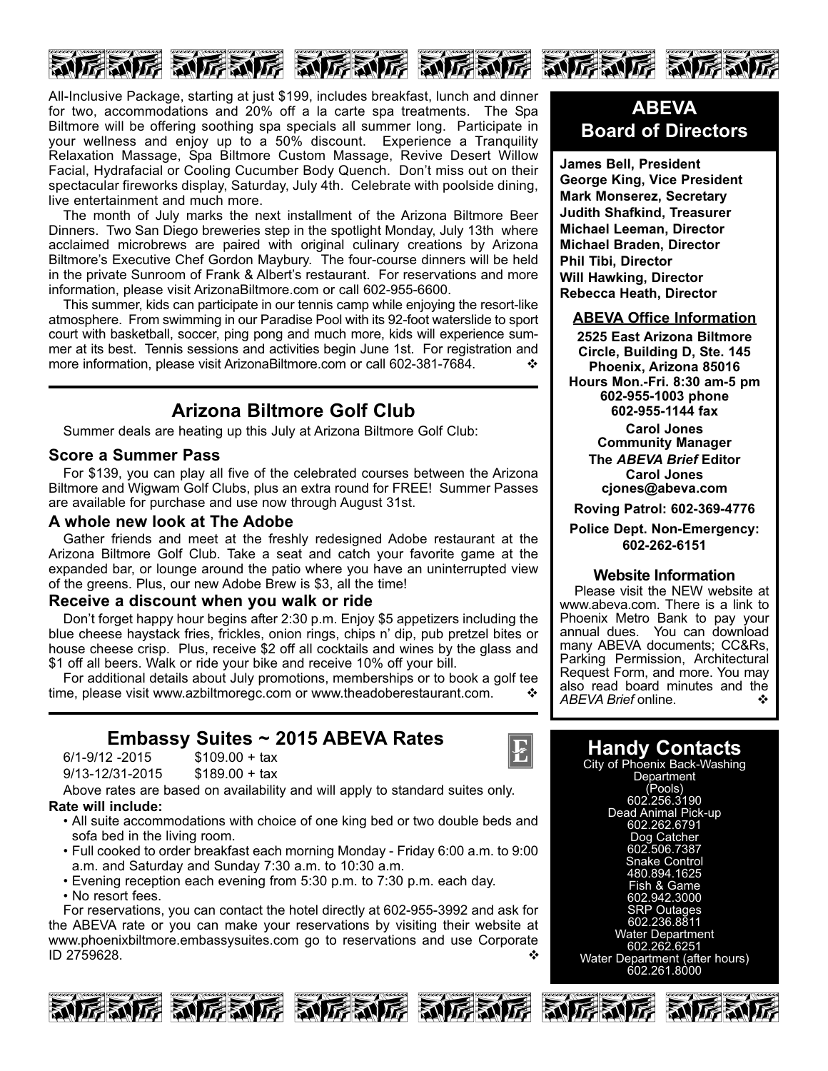All-Inclusive Package, starting at just $199, includes breakfast, lunch and dinner for two, accommodations and 20% off a la carte spa treatments. The Spa Biltmore will be offering soothing spa specials all summer long. Participate in your wellness and enjoy up to a 50% discount. Experience a Tranquility Relaxation Massage, Spa Biltmore Custom Massage, Revive Desert Willow Facial, Hydrafacial or Cooling Cucumber Body Quench. Don't miss out on their spectacular fireworks display, Saturday, July 4th. Celebrate with poolside dining, live entertainment and much more.

The month of July marks the next installment of the Arizona Biltmore Beer Dinners. Two San Diego breweries step in the spotlight Monday, July 13th where acclaimed microbrews are paired with original culinary creations by Arizona Biltmore's Executive Chef Gordon Maybury. The four-course dinners will be held in the private Sunroom of Frank & Albert's restaurant. For reservations and more information, please visit ArizonaBiltmore.com or call 602-955-6600.

This summer, kids can participate in our tennis camp while enjoying the resort-like atmosphere. From swimming in our Paradise Pool with its 92-foot waterslide to sport court with basketball, soccer, ping pong and much more, kids will experience summer at its best. Tennis sessions and activities begin June 1st. For registration and more information, please visit ArizonaBiltmore.com or call 602-381-7684. ❖

## Arizona Biltmore Golf Club

Summer deals are heating up this July at Arizona Biltmore Golf Club:

### Score a Summer Pass

For $139, you can play all five of the celebrated courses between the Arizona Biltmore and Wigwam Golf Clubs, plus an extra round for FREE! Summer Passes are available for purchase and use now through August 31st.

### A whole new look at The Adobe

Gather friends and meet at the freshly redesigned Adobe restaurant at the Arizona Biltmore Golf Club. Take a seat and catch your favorite game at the expanded bar, or lounge around the patio where you have an uninterrupted view of the greens. Plus, our new Adobe Brew is $3, all the time!

### Receive a discount when you walk or ride

Don't forget happy hour begins after 2:30 p.m. Enjoy $5 appetizers including the blue cheese haystack fries, frickles, onion rings, chips n' dip, pub pretzel bites or house cheese crisp. Plus, receive $2 off all cocktails and wines by the glass and $1 off all beers. Walk or ride your bike and receive 10% off your bill.

For additional details about July promotions, memberships or to book a golf tee time, please visit www.azbiltmoregc.com or www.theadoberestaurant.com. ❖

## Embassy Suites ~ 2015 ABEVA Rates

6/1-9/12 -2015 $109.00 + tax
9/13-12/31-2015 $189.00 + tax

Above rates are based on availability and will apply to standard suites only.

**Rate will include:**

- All suite accommodations with choice of one king bed or two double beds and sofa bed in the living room.
- Full cooked to order breakfast each morning Monday - Friday 6:00 a.m. to 9:00 a.m. and Saturday and Sunday 7:30 a.m. to 10:30 a.m.
- Evening reception each evening from 5:30 p.m. to 7:30 p.m. each day.
- No resort fees.

For reservations, you can contact the hotel directly at 602-955-3992 and ask for the ABEVA rate or you can make your reservations by visiting their website at www.phoenixbiltmore.embassysuites.com go to reservations and use Corporate ID 2759628. ❖

## ABEVA Board of Directors

**James Bell, President**
**George King, Vice President**
**Mark Monserez, Secretary**
**Judith Shafkind, Treasurer**
**Michael Leeman, Director**
**Michael Braden, Director**
**Phil Tibi, Director**
**Will Hawking, Director**
**Rebecca Heath, Director**

### ABEVA Office Information

**2525 East Arizona Biltmore Circle, Building D, Ste. 145**
**Phoenix, Arizona 85016**
**Hours Mon.-Fri. 8:30 am-5 pm**
**602-955-1003 phone**
**602-955-1144 fax**

**Carol Jones**
**Community Manager**

**The *ABEVA Brief* Editor**
**Carol Jones**
**cjones@abeva.com**

**Roving Patrol: 602-369-4776**

**Police Dept. Non-Emergency: 602-262-6151**

### Website Information

Please visit the NEW website at www.abeva.com. There is a link to Phoenix Metro Bank to pay your annual dues. You can download many ABEVA documents; CC&Rs, Parking Permission, Architectural Request Form, and more. You may also read board minutes and the *ABEVA Brief* online. ❖

## Handy Contacts

City of Phoenix Back-Washing Department (Pools)
602.256.3190

Dead Animal Pick-up
602.262.6791

Dog Catcher
602.506.7387

Snake Control
480.894.1625

Fish & Game
602.942.3000

SRP Outages
602.236.8811

Water Department
602.262.6251

Water Department (after hours)
602.261.8000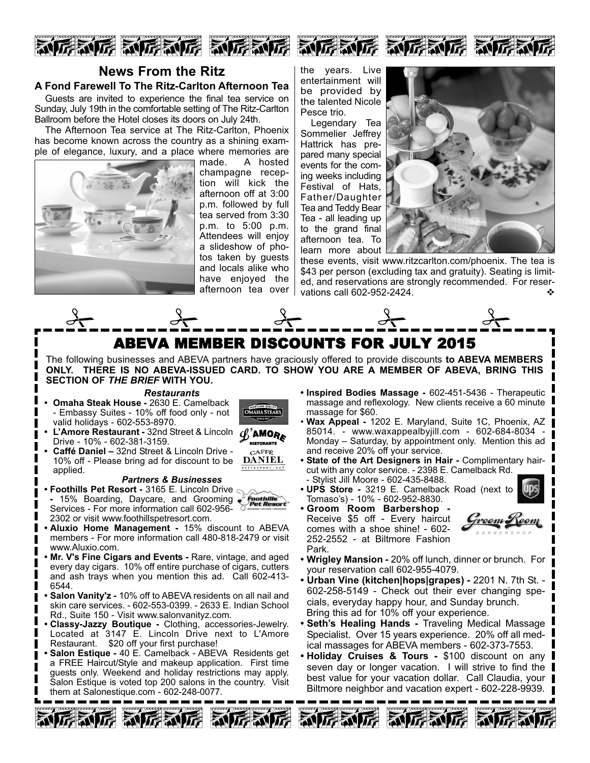## News From the Ritz

### A Fond Farewell To The Ritz-Carlton Afternoon Tea

Guests are invited to experience the final tea service on Sunday, July 19th in the comfortable setting of The Ritz-Carlton Ballroom before the Hotel closes its doors on July 24th.

The Afternoon Tea service at The Ritz-Carlton, Phoenix has become known across the country as a shining example of elegance, luxury, and a place where memories are made. A hosted champagne reception will kick the afternoon off at 3:00 p.m. followed by full tea served from 3:30 p.m. to 5:00 p.m. Attendees will enjoy a slideshow of photos taken by guests and locals alike who have enjoyed the afternoon tea over the years. Live entertainment will be provided by the talented Nicole Pesce trio.

Legendary Tea Sommelier Jeffrey Hattrick has prepared many special events for the coming weeks including Festival of Hats, Father/Daughter Tea and Teddy Bear Tea - all leading up to the grand final afternoon tea. To learn more about these events, visit www.ritzcarlton.com/phoenix. The tea is $43 per person (excluding tax and gratuity). Seating is limited, and reservations are strongly recommended. For reservations call 602-952-2424. ❖

## ABEVA MEMBER DISCOUNTS FOR JULY 2015

The following businesses and ABEVA partners have graciously offered to provide discounts **to ABEVA MEMBERS ONLY. THERE IS NO ABEVA-ISSUED CARD. TO SHOW YOU ARE A MEMBER OF ABEVA, BRING THIS SECTION OF *THE BRIEF* WITH YOU.**

***Restaurants***

- **Omaha Steak House -** 2630 E. Camelback - Embassy Suites - 10% off food only - not valid holidays - 602-553-8970.
- **L'Amore Restaurant -** 32nd Street & Lincoln Drive - 10% - 602-381-3159.
- **Caffé Daniel –** 32nd Street & Lincoln Drive - 10% off - Please bring ad for discount to be applied.

***Partners & Businesses***

- **Foothills Pet Resort -** 3165 E. Lincoln Drive **-** 15% Boarding, Daycare, and Grooming Services - For more information call 602-956-2302 or visit www.foothillspetresort.com.
- **Aluxio Home Management -** 15% discount to ABEVA members - For more information call 480-818-2479 or visit www.Aluxio.com.
- **Mr. V's Fine Cigars and Events -** Rare, vintage, and aged every day cigars. 10% off entire purchase of cigars, cutters and ash trays when you mention this ad. Call 602-413-6544.
- **Salon Vanity'z -** 10% off to ABEVA residents on all nail and skin care services. - 602-553-0399. - 2633 E. Indian School Rd., Suite 150 - Visit www.salonvanityz.com.
- **Classy-Jazzy Boutique -** Clothing, accessories-Jewelry. Located at 3147 E. Lincoln Drive next to L'Amore Restaurant. $20 off your first purchase!
- **Salon Estique -** 40 E. Camelback - ABEVA Residents get a FREE Haircut/Style and makeup application. First time guests only. Weekend and holiday restrictions may apply. Salon Estique is voted top 200 salons in the country. Visit them at Salonestique.com - 602-248-0077.
- **Inspired Bodies Massage -** 602-451-5436 - Therapeutic massage and reflexology. New clients receive a 60 minute massage for $60.
- **Wax Appeal -** 1202 E. Maryland, Suite 1C, Phoenix, AZ 85014. - www.waxappealbyjill.com - 602-684-8034 - Monday – Saturday, by appointment only. Mention this ad and receive 20% off your service.
- **State of the Art Designers in Hair -** Complimentary haircut with any color service. - 2398 E. Camelback Rd. - Stylist Jill Moore - 602-435-8488.
- **UPS Store -** 3219 E. Camelback Road (next to Tomaso's) - 10% - 602-952-8830.
- **Groom Room Barbershop -** Receive $5 off - Every haircut comes with a shoe shine! - 602-252-2552 - at Biltmore Fashion Park.
- **Wrigley Mansion -** 20% off lunch, dinner or brunch. For your reservation call 602-955-4079.
- **Urban Vine (kitchen|hops|grapes) -** 2201 N. 7th St. - 602-258-5149 - Check out their ever changing specials, everyday happy hour, and Sunday brunch. Bring this ad for 10% off your experience.
- **Seth's Healing Hands -** Traveling Medical Massage Specialist. Over 15 years experience. 20% off all medical massages for ABEVA members - 602-373-7553.
- **Holiday Cruises & Tours -** $100 discount on any seven day or longer vacation. I will strive to find the best value for your vacation dollar. Call Claudia, your Biltmore neighbor and vacation expert - 602-228-9939.